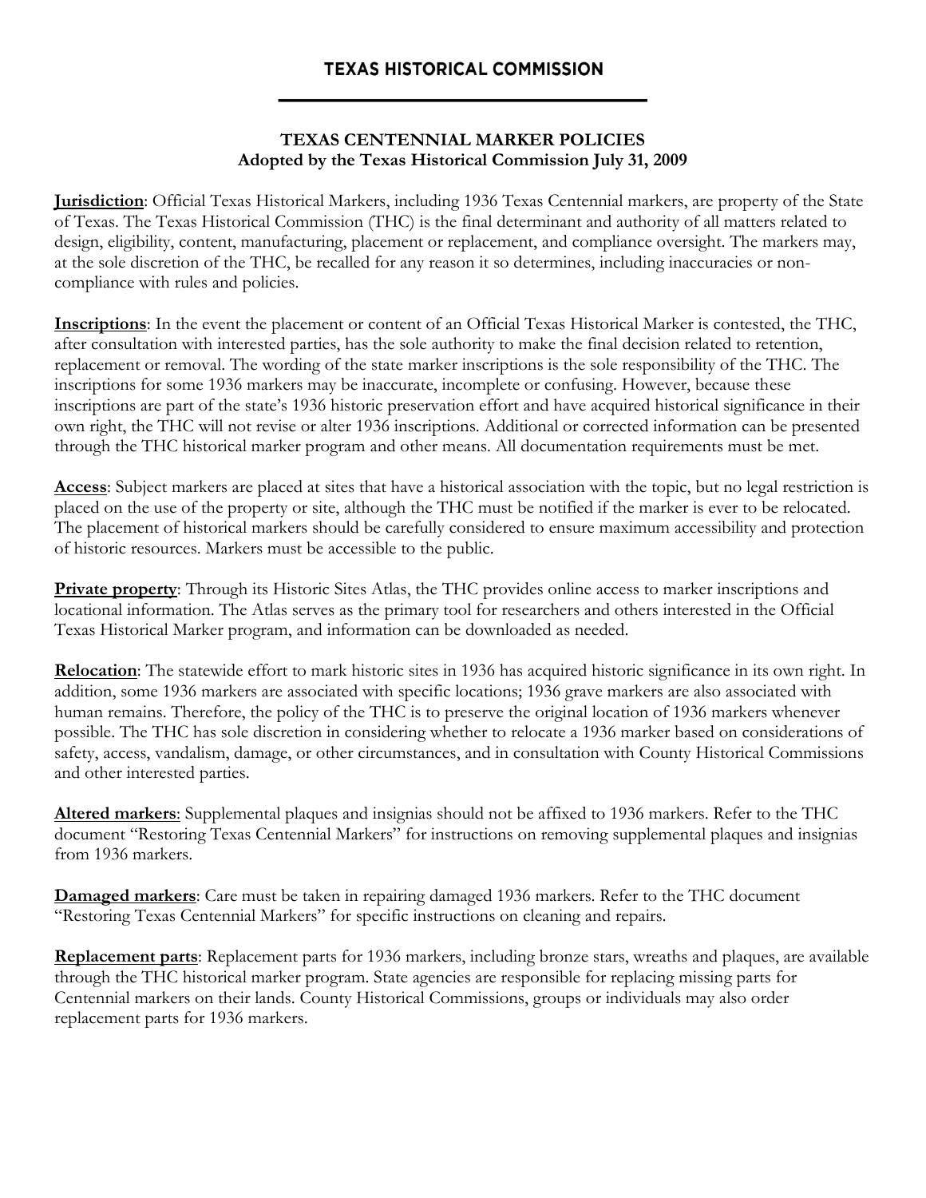# TEXAS HISTORICAL COMMISSION

## TEXAS CENTENNIAL MARKER POLICIES
**Adopted by the Texas Historical Commission July 31, 2009**

**Jurisdiction**: Official Texas Historical Markers, including 1936 Texas Centennial markers, are property of the State of Texas. The Texas Historical Commission (THC) is the final determinant and authority of all matters related to design, eligibility, content, manufacturing, placement or replacement, and compliance oversight. The markers may, at the sole discretion of the THC, be recalled for any reason it so determines, including inaccuracies or non-compliance with rules and policies.

**Inscriptions**: In the event the placement or content of an Official Texas Historical Marker is contested, the THC, after consultation with interested parties, has the sole authority to make the final decision related to retention, replacement or removal. The wording of the state marker inscriptions is the sole responsibility of the THC. The inscriptions for some 1936 markers may be inaccurate, incomplete or confusing. However, because these inscriptions are part of the state's 1936 historic preservation effort and have acquired historical significance in their own right, the THC will not revise or alter 1936 inscriptions. Additional or corrected information can be presented through the THC historical marker program and other means. All documentation requirements must be met.

**Access**: Subject markers are placed at sites that have a historical association with the topic, but no legal restriction is placed on the use of the property or site, although the THC must be notified if the marker is ever to be relocated. The placement of historical markers should be carefully considered to ensure maximum accessibility and protection of historic resources. Markers must be accessible to the public.

**Private property**: Through its Historic Sites Atlas, the THC provides online access to marker inscriptions and locational information. The Atlas serves as the primary tool for researchers and others interested in the Official Texas Historical Marker program, and information can be downloaded as needed.

**Relocation**: The statewide effort to mark historic sites in 1936 has acquired historic significance in its own right. In addition, some 1936 markers are associated with specific locations; 1936 grave markers are also associated with human remains. Therefore, the policy of the THC is to preserve the original location of 1936 markers whenever possible. The THC has sole discretion in considering whether to relocate a 1936 marker based on considerations of safety, access, vandalism, damage, or other circumstances, and in consultation with County Historical Commissions and other interested parties.

**Altered markers**: Supplemental plaques and insignias should not be affixed to 1936 markers. Refer to the THC document "Restoring Texas Centennial Markers" for instructions on removing supplemental plaques and insignias from 1936 markers.

**Damaged markers**: Care must be taken in repairing damaged 1936 markers. Refer to the THC document "Restoring Texas Centennial Markers" for specific instructions on cleaning and repairs.

**Replacement parts**: Replacement parts for 1936 markers, including bronze stars, wreaths and plaques, are available through the THC historical marker program. State agencies are responsible for replacing missing parts for Centennial markers on their lands. County Historical Commissions, groups or individuals may also order replacement parts for 1936 markers.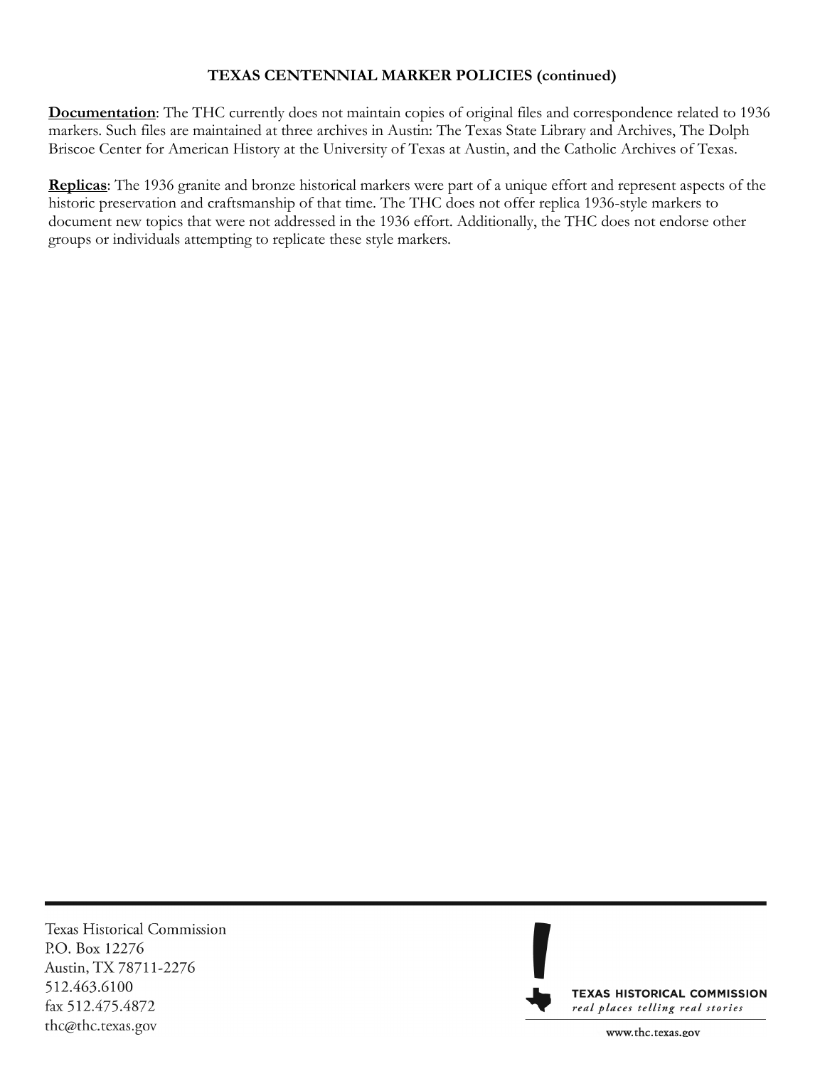**TEXAS CENTENNIAL MARKER POLICIES (continued)**

**Documentation**: The THC currently does not maintain copies of original files and correspondence related to 1936 markers. Such files are maintained at three archives in Austin: The Texas State Library and Archives, The Dolph Briscoe Center for American History at the University of Texas at Austin, and the Catholic Archives of Texas.

**Replicas**: The 1936 granite and bronze historical markers were part of a unique effort and represent aspects of the historic preservation and craftsmanship of that time. The THC does not offer replica 1936-style markers to document new topics that were not addressed in the 1936 effort. Additionally, the THC does not endorse other groups or individuals attempting to replicate these style markers.

Texas Historical Commission
P.O. Box 12276
Austin, TX 78711-2276
512.463.6100
fax 512.475.4872
thc@thc.texas.gov

TEXAS HISTORICAL COMMISSION
*real places telling real stories*

www.thc.texas.gov